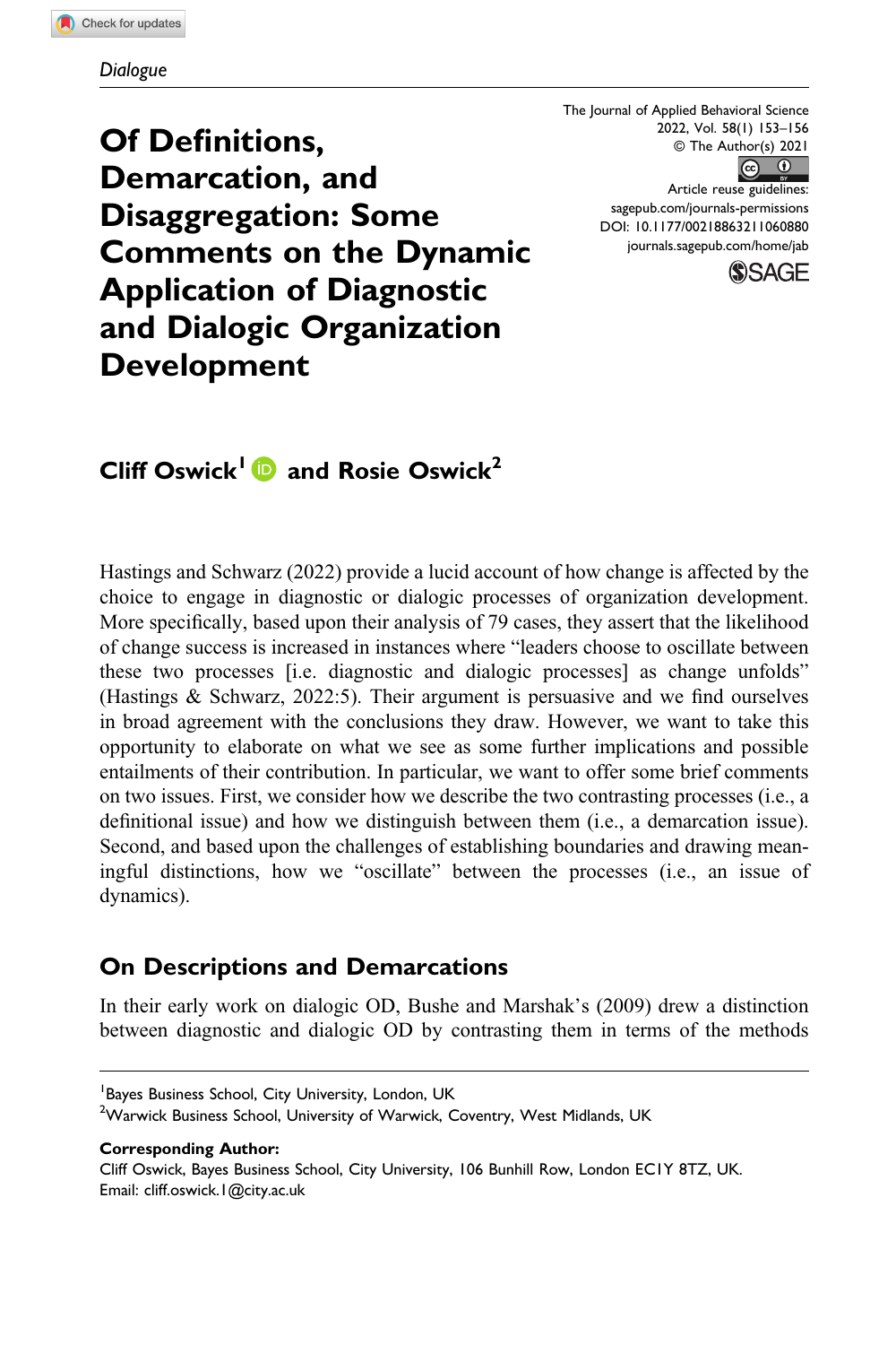*Dialogue*

# Of Definitions, Demarcation, and Disaggregation: Some Comments on the Dynamic Application of Diagnostic and Dialogic Organization Development

The Journal of Applied Behavioral Science
2022, Vol. 58(1) 153–156
© The Author(s) 2021
Article reuse guidelines: sagepub.com/journals-permissions
DOI: 10.1177/00218863211060880
journals.sagepub.com/home/jab

**Cliff Oswick[1] and Rosie Oswick[2]**

Hastings and Schwarz (2022) provide a lucid account of how change is affected by the choice to engage in diagnostic or dialogic processes of organization development. More specifically, based upon their analysis of 79 cases, they assert that the likelihood of change success is increased in instances where "leaders choose to oscillate between these two processes [i.e. diagnostic and dialogic processes] as change unfolds" (Hastings & Schwarz, 2022:5). Their argument is persuasive and we find ourselves in broad agreement with the conclusions they draw. However, we want to take this opportunity to elaborate on what we see as some further implications and possible entailments of their contribution. In particular, we want to offer some brief comments on two issues. First, we consider how we describe the two contrasting processes (i.e., a definitional issue) and how we distinguish between them (i.e., a demarcation issue). Second, and based upon the challenges of establishing boundaries and drawing meaningful distinctions, how we "oscillate" between the processes (i.e., an issue of dynamics).

## On Descriptions and Demarcations

In their early work on dialogic OD, Bushe and Marshak's (2009) drew a distinction between diagnostic and dialogic OD by contrasting them in terms of the methods

[1]Bayes Business School, City University, London, UK
[2]Warwick Business School, University of Warwick, Coventry, West Midlands, UK

**Corresponding Author:**
Cliff Oswick, Bayes Business School, City University, 106 Bunhill Row, London EC1Y 8TZ, UK.
Email: cliff.oswick.1@city.ac.uk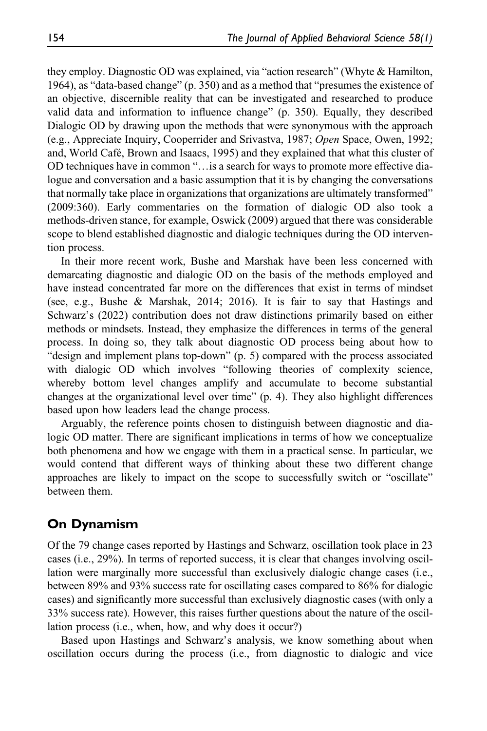they employ. Diagnostic OD was explained, via "action research" (Whyte & Hamilton, 1964), as "data-based change" (p. 350) and as a method that "presumes the existence of an objective, discernible reality that can be investigated and researched to produce valid data and information to influence change" (p. 350). Equally, they described Dialogic OD by drawing upon the methods that were synonymous with the approach (e.g., Appreciate Inquiry, Cooperrider and Srivastva, 1987; *Open* Space, Owen, 1992; and, World Café, Brown and Isaacs, 1995) and they explained that what this cluster of OD techniques have in common "…is a search for ways to promote more effective dialogue and conversation and a basic assumption that it is by changing the conversations that normally take place in organizations that organizations are ultimately transformed" (2009:360). Early commentaries on the formation of dialogic OD also took a methods-driven stance, for example, Oswick (2009) argued that there was considerable scope to blend established diagnostic and dialogic techniques during the OD intervention process.

In their more recent work, Bushe and Marshak have been less concerned with demarcating diagnostic and dialogic OD on the basis of the methods employed and have instead concentrated far more on the differences that exist in terms of mindset (see, e.g., Bushe & Marshak, 2014; 2016). It is fair to say that Hastings and Schwarz's (2022) contribution does not draw distinctions primarily based on either methods or mindsets. Instead, they emphasize the differences in terms of the general process. In doing so, they talk about diagnostic OD process being about how to "design and implement plans top-down" (p. 5) compared with the process associated with dialogic OD which involves "following theories of complexity science, whereby bottom level changes amplify and accumulate to become substantial changes at the organizational level over time" (p. 4). They also highlight differences based upon how leaders lead the change process.

Arguably, the reference points chosen to distinguish between diagnostic and dialogic OD matter. There are significant implications in terms of how we conceptualize both phenomena and how we engage with them in a practical sense. In particular, we would contend that different ways of thinking about these two different change approaches are likely to impact on the scope to successfully switch or "oscillate" between them.

## On Dynamism

Of the 79 change cases reported by Hastings and Schwarz, oscillation took place in 23 cases (i.e., 29%). In terms of reported success, it is clear that changes involving oscillation were marginally more successful than exclusively dialogic change cases (i.e., between 89% and 93% success rate for oscillating cases compared to 86% for dialogic cases) and significantly more successful than exclusively diagnostic cases (with only a 33% success rate). However, this raises further questions about the nature of the oscillation process (i.e., when, how, and why does it occur?)

Based upon Hastings and Schwarz's analysis, we know something about when oscillation occurs during the process (i.e., from diagnostic to dialogic and vice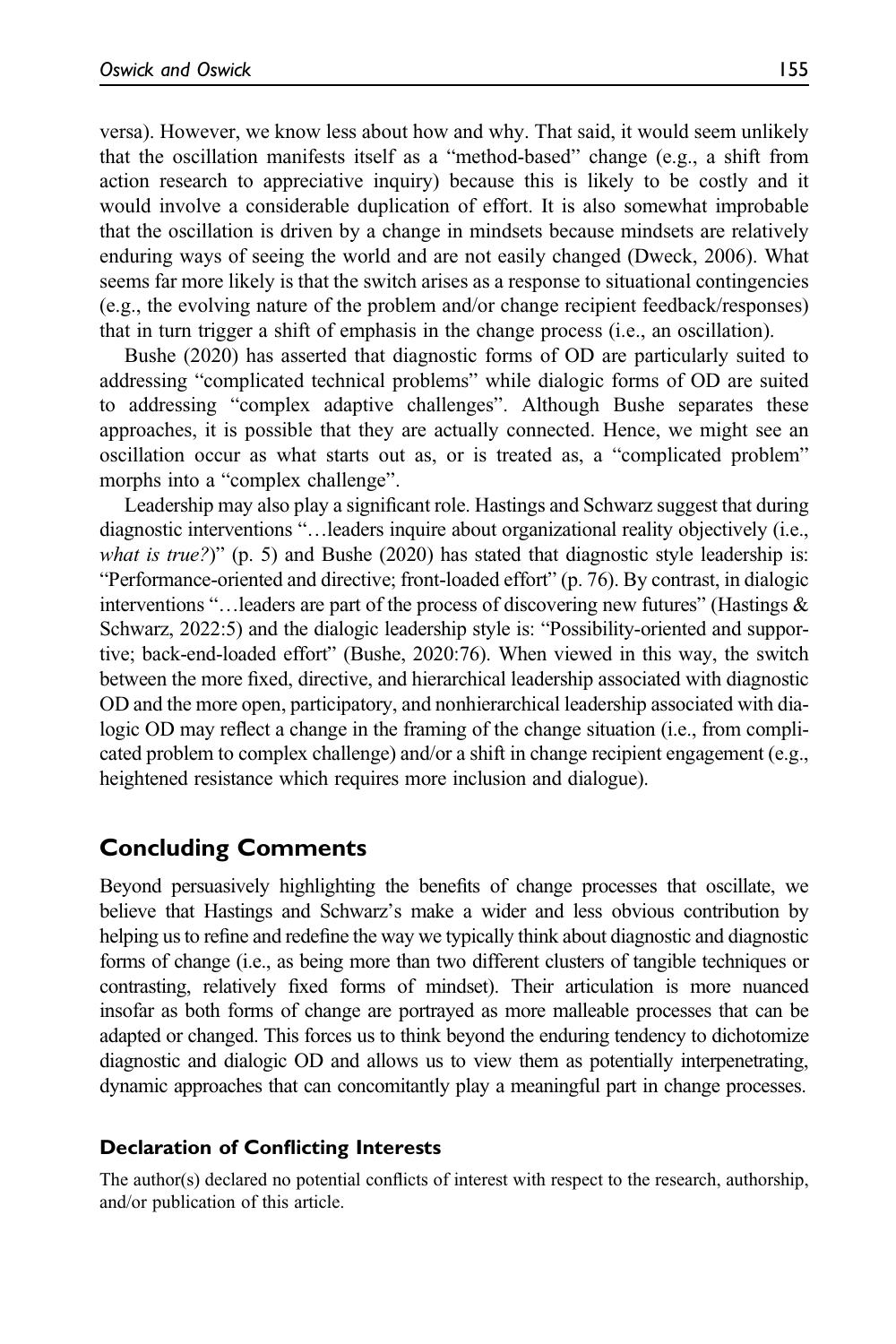versa). However, we know less about how and why. That said, it would seem unlikely that the oscillation manifests itself as a "method-based" change (e.g., a shift from action research to appreciative inquiry) because this is likely to be costly and it would involve a considerable duplication of effort. It is also somewhat improbable that the oscillation is driven by a change in mindsets because mindsets are relatively enduring ways of seeing the world and are not easily changed (Dweck, 2006). What seems far more likely is that the switch arises as a response to situational contingencies (e.g., the evolving nature of the problem and/or change recipient feedback/responses) that in turn trigger a shift of emphasis in the change process (i.e., an oscillation).

Bushe (2020) has asserted that diagnostic forms of OD are particularly suited to addressing "complicated technical problems" while dialogic forms of OD are suited to addressing "complex adaptive challenges". Although Bushe separates these approaches, it is possible that they are actually connected. Hence, we might see an oscillation occur as what starts out as, or is treated as, a "complicated problem" morphs into a "complex challenge".

Leadership may also play a significant role. Hastings and Schwarz suggest that during diagnostic interventions "…leaders inquire about organizational reality objectively (i.e., *what is true?*)" (p. 5) and Bushe (2020) has stated that diagnostic style leadership is: "Performance-oriented and directive; front-loaded effort" (p. 76). By contrast, in dialogic interventions "…leaders are part of the process of discovering new futures" (Hastings & Schwarz, 2022:5) and the dialogic leadership style is: "Possibility-oriented and supportive; back-end-loaded effort" (Bushe, 2020:76). When viewed in this way, the switch between the more fixed, directive, and hierarchical leadership associated with diagnostic OD and the more open, participatory, and nonhierarchical leadership associated with dialogic OD may reflect a change in the framing of the change situation (i.e., from complicated problem to complex challenge) and/or a shift in change recipient engagement (e.g., heightened resistance which requires more inclusion and dialogue).

## Concluding Comments

Beyond persuasively highlighting the benefits of change processes that oscillate, we believe that Hastings and Schwarz's make a wider and less obvious contribution by helping us to refine and redefine the way we typically think about diagnostic and diagnostic forms of change (i.e., as being more than two different clusters of tangible techniques or contrasting, relatively fixed forms of mindset). Their articulation is more nuanced insofar as both forms of change are portrayed as more malleable processes that can be adapted or changed. This forces us to think beyond the enduring tendency to dichotomize diagnostic and dialogic OD and allows us to view them as potentially interpenetrating, dynamic approaches that can concomitantly play a meaningful part in change processes.

### Declaration of Conflicting Interests

The author(s) declared no potential conflicts of interest with respect to the research, authorship, and/or publication of this article.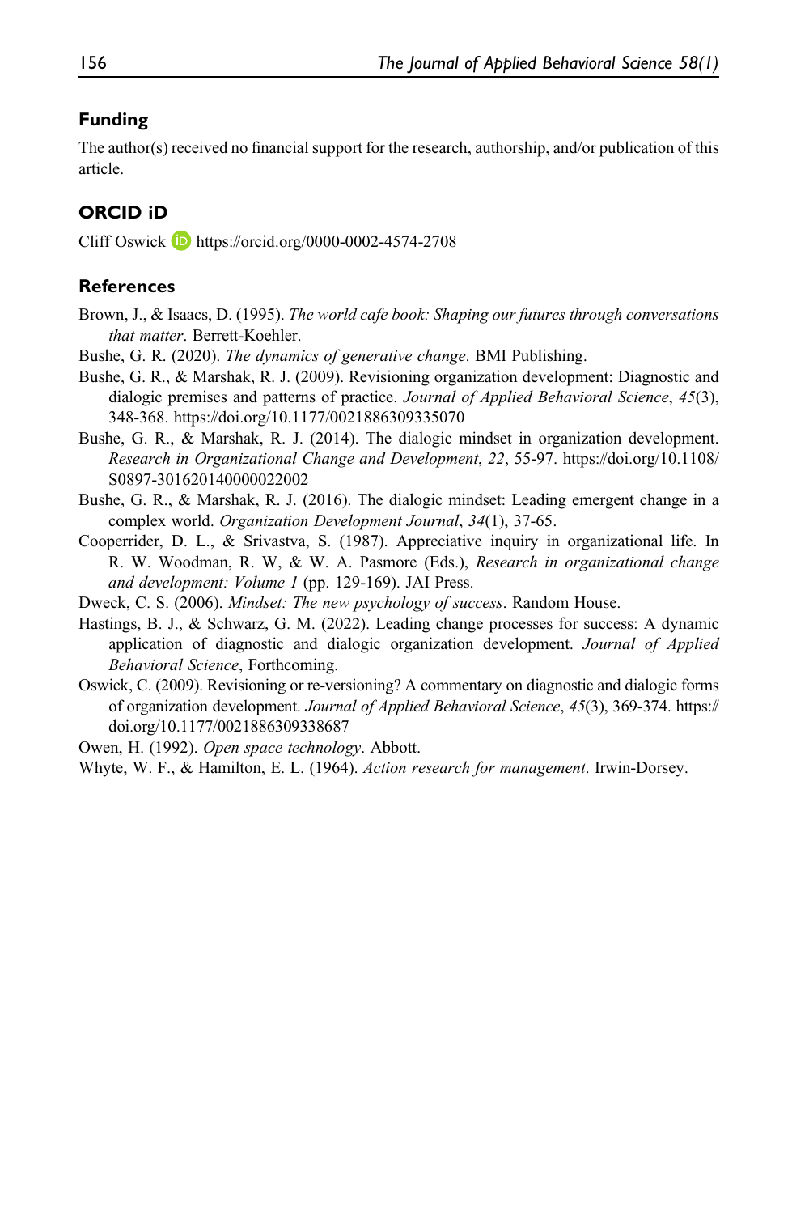## Funding

The author(s) received no financial support for the research, authorship, and/or publication of this article.

## ORCID iD

Cliff Oswick https://orcid.org/0000-0002-4574-2708

## References

Brown, J., & Isaacs, D. (1995). *The world cafe book: Shaping our futures through conversations that matter*. Berrett-Koehler.

Bushe, G. R. (2020). *The dynamics of generative change*. BMI Publishing.

Bushe, G. R., & Marshak, R. J. (2009). Revisioning organization development: Diagnostic and dialogic premises and patterns of practice. *Journal of Applied Behavioral Science*, *45*(3), 348-368. https://doi.org/10.1177/0021886309335070

Bushe, G. R., & Marshak, R. J. (2014). The dialogic mindset in organization development. *Research in Organizational Change and Development*, *22*, 55-97. https://doi.org/10.1108/S0897-301620140000022002

Bushe, G. R., & Marshak, R. J. (2016). The dialogic mindset: Leading emergent change in a complex world. *Organization Development Journal*, *34*(1), 37-65.

Cooperrider, D. L., & Srivastva, S. (1987). Appreciative inquiry in organizational life. In R. W. Woodman, R. W, & W. A. Pasmore (Eds.), *Research in organizational change and development: Volume 1* (pp. 129-169). JAI Press.

Dweck, C. S. (2006). *Mindset: The new psychology of success*. Random House.

Hastings, B. J., & Schwarz, G. M. (2022). Leading change processes for success: A dynamic application of diagnostic and dialogic organization development. *Journal of Applied Behavioral Science*, Forthcoming.

Oswick, C. (2009). Revisioning or re-versioning? A commentary on diagnostic and dialogic forms of organization development. *Journal of Applied Behavioral Science*, *45*(3), 369-374. https://doi.org/10.1177/0021886309338687

Owen, H. (1992). *Open space technology*. Abbott.

Whyte, W. F., & Hamilton, E. L. (1964). *Action research for management*. Irwin-Dorsey.